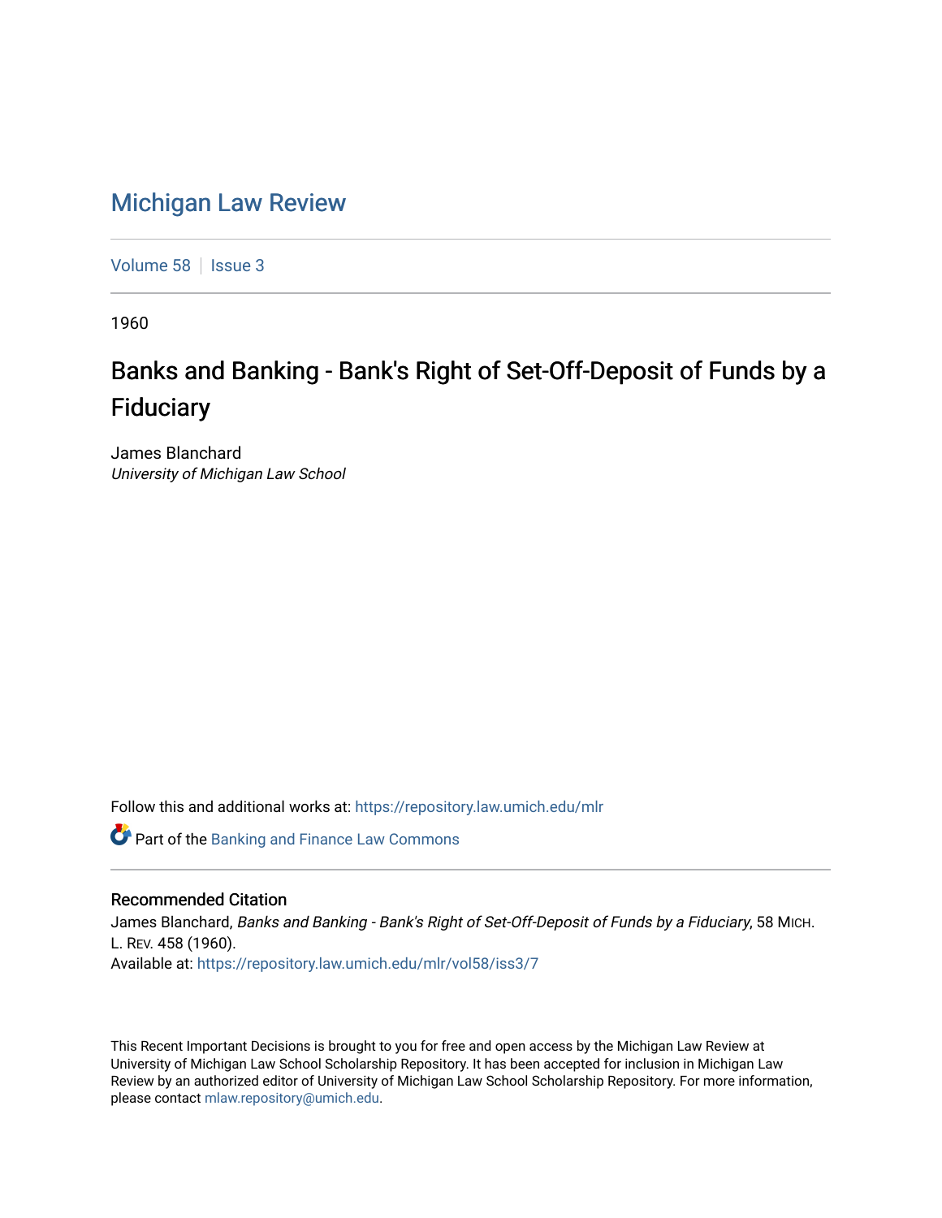# Michigan Law Review

Volume 58 | Issue 3

1960

## Banks and Banking - Bank's Right of Set-Off-Deposit of Funds by a Fiduciary

James Blanchard
*University of Michigan Law School*

Follow this and additional works at: https://repository.law.umich.edu/mlr

Part of the Banking and Finance Law Commons

### Recommended Citation

James Blanchard, *Banks and Banking - Bank's Right of Set-Off-Deposit of Funds by a Fiduciary*, 58 MICH. L. REV. 458 (1960).
Available at: https://repository.law.umich.edu/mlr/vol58/iss3/7

This Recent Important Decisions is brought to you for free and open access by the Michigan Law Review at University of Michigan Law School Scholarship Repository. It has been accepted for inclusion in Michigan Law Review by an authorized editor of University of Michigan Law School Scholarship Repository. For more information, please contact mlaw.repository@umich.edu.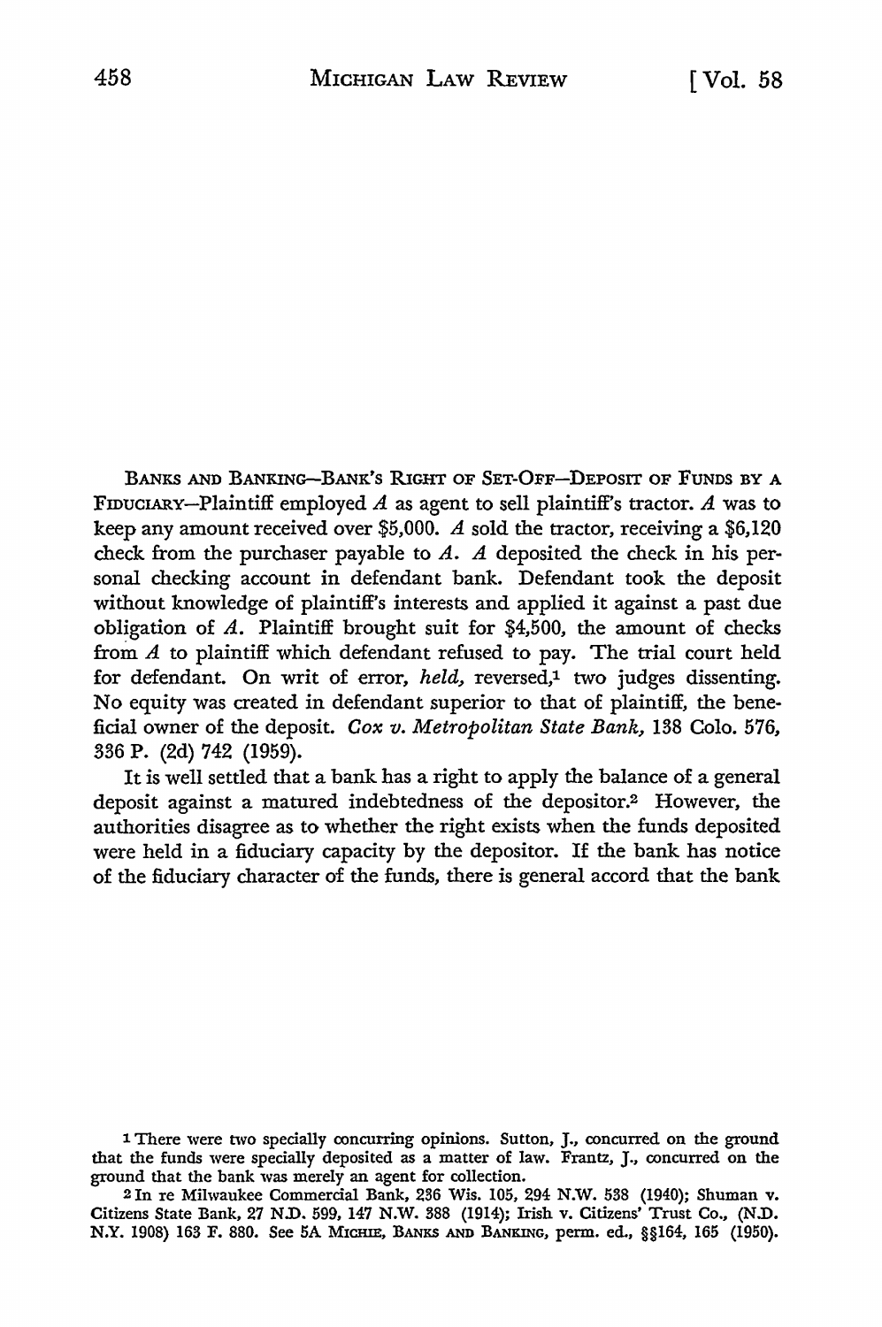BANKS AND BANKING—BANK'S RIGHT OF SET-OFF—DEPOSIT OF FUNDS BY A FIDUCIARY—Plaintiff employed *A* as agent to sell plaintiff's tractor. *A* was to keep any amount received over $5,000. *A* sold the tractor, receiving a $6,120 check from the purchaser payable to *A*. *A* deposited the check in his personal checking account in defendant bank. Defendant took the deposit without knowledge of plaintiff's interests and applied it against a past due obligation of *A*. Plaintiff brought suit for $4,500, the amount of checks from *A* to plaintiff which defendant refused to pay. The trial court held for defendant. On writ of error, *held,* reversed,[1] two judges dissenting. No equity was created in defendant superior to that of plaintiff, the beneficial owner of the deposit. *Cox v. Metropolitan State Bank,* 138 Colo. 576, 336 P. (2d) 742 (1959).

It is well settled that a bank has a right to apply the balance of a general deposit against a matured indebtedness of the depositor.[2] However, the authorities disagree as to whether the right exists when the funds deposited were held in a fiduciary capacity by the depositor. If the bank has notice of the fiduciary character of the funds, there is general accord that the bank

---

[1] There were two specially concurring opinions. Sutton, J., concurred on the ground that the funds were specially deposited as a matter of law. Frantz, J., concurred on the ground that the bank was merely an agent for collection.

[2] In re Milwaukee Commercial Bank, 236 Wis. 105, 294 N.W. 538 (1940); Shuman v. Citizens State Bank, 27 N.D. 599, 147 N.W. 388 (1914); Irish v. Citizens' Trust Co., (N.D. N.Y. 1908) 163 F. 880. See 5A MICHIE, BANKS AND BANKING, perm. ed., §§164, 165 (1950).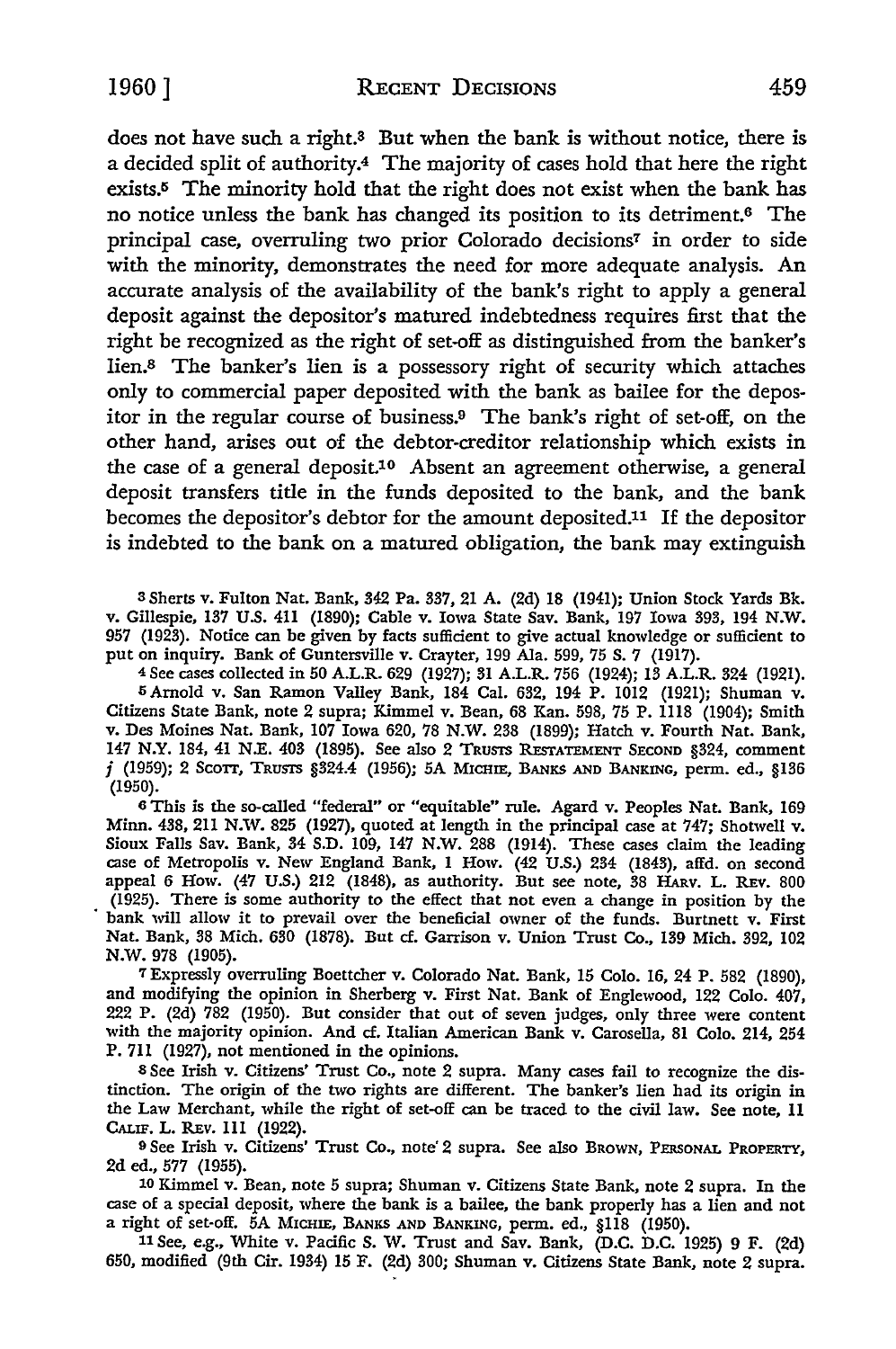does not have such a right.[3] But when the bank is without notice, there is a decided split of authority.[4] The majority of cases hold that here the right exists.[5] The minority hold that the right does not exist when the bank has no notice unless the bank has changed its position to its detriment.[6] The principal case, overruling two prior Colorado decisions[7] in order to side with the minority, demonstrates the need for more adequate analysis. An accurate analysis of the availability of the bank's right to apply a general deposit against the depositor's matured indebtedness requires first that the right be recognized as the right of set-off as distinguished from the banker's lien.[8] The banker's lien is a possessory right of security which attaches only to commercial paper deposited with the bank as bailee for the depositor in the regular course of business.[9] The bank's right of set-off, on the other hand, arises out of the debtor-creditor relationship which exists in the case of a general deposit.[10] Absent an agreement otherwise, a general deposit transfers title in the funds deposited to the bank, and the bank becomes the depositor's debtor for the amount deposited.[11] If the depositor is indebted to the bank on a matured obligation, the bank may extinguish

[3] Sherts v. Fulton Nat. Bank, 342 Pa. 337, 21 A. (2d) 18 (1941); Union Stock Yards Bk. v. Gillespie, 137 U.S. 411 (1890); Cable v. Iowa State Sav. Bank, 197 Iowa 393, 194 N.W. 957 (1923). Notice can be given by facts sufficient to give actual knowledge or sufficient to put on inquiry. Bank of Guntersville v. Crayter, 199 Ala. 599, 75 S. 7 (1917).

[4] See cases collected in 50 A.L.R. 629 (1927); 31 A.L.R. 756 (1924); 13 A.L.R. 324 (1921).

[5] Arnold v. San Ramon Valley Bank, 184 Cal. 632, 194 P. 1012 (1921); Shuman v. Citizens State Bank, note 2 supra; Kimmel v. Bean, 68 Kan. 598, 75 P. 1118 (1904); Smith v. Des Moines Nat. Bank, 107 Iowa 620, 78 N.W. 238 (1899); Hatch v. Fourth Nat. Bank, 147 N.Y. 184, 41 N.E. 403 (1895). See also 2 TRUSTS RESTATEMENT SECOND §324, comment *j* (1959); 2 SCOTT, TRUSTS §324.4 (1956); 5A MICHIE, BANKS AND BANKING, perm. ed., §136 (1950).

[6] This is the so-called "federal" or "equitable" rule. Agard v. Peoples Nat. Bank, 169 Minn. 438, 211 N.W. 825 (1927), quoted at length in the principal case at 747; Shotwell v. Sioux Falls Sav. Bank, 34 S.D. 109, 147 N.W. 288 (1914). These cases claim the leading case of Metropolis v. New England Bank, 1 How. (42 U.S.) 234 (1843), affd. on second appeal 6 How. (47 U.S.) 212 (1848), as authority. But see note, 38 HARV. L. REV. 800 (1925). There is some authority to the effect that not even a change in position by the bank will allow it to prevail over the beneficial owner of the funds. Burtnett v. First Nat. Bank, 38 Mich. 630 (1878). But cf. Garrison v. Union Trust Co., 139 Mich. 392, 102 N.W. 978 (1905).

[7] Expressly overruling Boettcher v. Colorado Nat. Bank, 15 Colo. 16, 24 P. 582 (1890), and modifying the opinion in Sherberg v. First Nat. Bank of Englewood, 122 Colo. 407, 222 P. (2d) 782 (1950). But consider that out of seven judges, only three were content with the majority opinion. And cf. Italian American Bank v. Carosella, 81 Colo. 214, 254 P. 711 (1927), not mentioned in the opinions.

[8] See Irish v. Citizens' Trust Co., note 2 supra. Many cases fail to recognize the distinction. The origin of the two rights are different. The banker's lien had its origin in the Law Merchant, while the right of set-off can be traced to the civil law. See note, 11 CALIF. L. REV. 111 (1922).

[9] See Irish v. Citizens' Trust Co., note 2 supra. See also BROWN, PERSONAL PROPERTY, 2d ed., 577 (1955).

[10] Kimmel v. Bean, note 5 supra; Shuman v. Citizens State Bank, note 2 supra. In the case of a special deposit, where the bank is a bailee, the bank properly has a lien and not a right of set-off. 5A MICHIE, BANKS AND BANKING, perm. ed., §118 (1950).

[11] See, e.g., White v. Pacific S. W. Trust and Sav. Bank, (D.C. D.C. 1925) 9 F. (2d) 650, modified (9th Cir. 1934) 15 F. (2d) 300; Shuman v. Citizens State Bank, note 2 supra.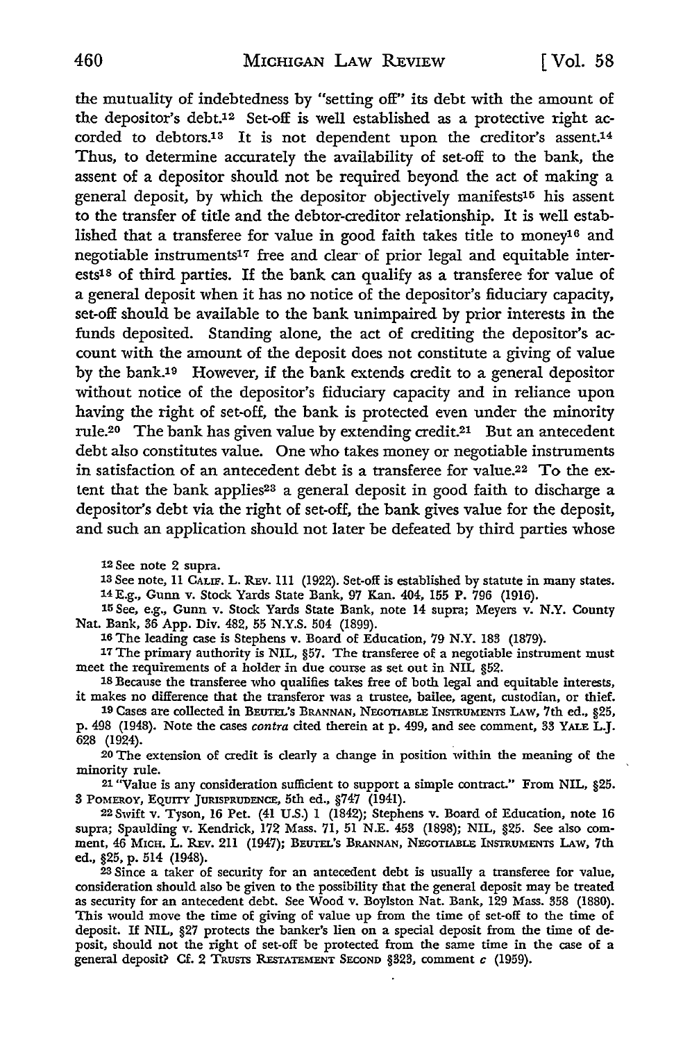the mutuality of indebtedness by "setting off" its debt with the amount of the depositor's debt.[12] Set-off is well established as a protective right accorded to debtors.[13] It is not dependent upon the creditor's assent.[14] Thus, to determine accurately the availability of set-off to the bank, the assent of a depositor should not be required beyond the act of making a general deposit, by which the depositor objectively manifests[15] his assent to the transfer of title and the debtor-creditor relationship. It is well established that a transferee for value in good faith takes title to money[16] and negotiable instruments[17] free and clear of prior legal and equitable interests[18] of third parties. If the bank can qualify as a transferee for value of a general deposit when it has no notice of the depositor's fiduciary capacity, set-off should be available to the bank unimpaired by prior interests in the funds deposited. Standing alone, the act of crediting the depositor's account with the amount of the deposit does not constitute a giving of value by the bank.[19] However, if the bank extends credit to a general depositor without notice of the depositor's fiduciary capacity and in reliance upon having the right of set-off, the bank is protected even under the minority rule.[20] The bank has given value by extending credit.[21] But an antecedent debt also constitutes value. One who takes money or negotiable instruments in satisfaction of an antecedent debt is a transferee for value.[22] To the extent that the bank applies[23] a general deposit in good faith to discharge a depositor's debt via the right of set-off, the bank gives value for the deposit, and such an application should not later be defeated by third parties whose

---

[12] See note 2 supra.

[13] See note, 11 CALIF. L. REV. 111 (1922). Set-off is established by statute in many states.

[14] E.g., Gunn v. Stock Yards State Bank, 97 Kan. 404, 155 P. 796 (1916).

[15] See, e.g., Gunn v. Stock Yards State Bank, note 14 supra; Meyers v. N.Y. County Nat. Bank, 36 App. Div. 482, 55 N.Y.S. 504 (1899).

[16] The leading case is Stephens v. Board of Education, 79 N.Y. 183 (1879).

[17] The primary authority is NIL, §57. The transferee of a negotiable instrument must meet the requirements of a holder in due course as set out in NIL §52.

[18] Because the transferee who qualifies takes free of both legal and equitable interests, it makes no difference that the transferor was a trustee, bailee, agent, custodian, or thief.

[19] Cases are collected in BEUTEL'S BRANNAN, NEGOTIABLE INSTRUMENTS LAW, 7th ed., §25, p. 498 (1948). Note the cases *contra* cited therein at p. 499, and see comment, 33 YALE L.J. 628 (1924).

[20] The extension of credit is clearly a change in position within the meaning of the minority rule.

[21] "Value is any consideration sufficient to support a simple contract." From NIL, §25. 3 POMEROY, EQUITY JURISPRUDENCE, 5th ed., §747 (1941).

[22] Swift v. Tyson, 16 Pet. (41 U.S.) 1 (1842); Stephens v. Board of Education, note 16 supra; Spaulding v. Kendrick, 172 Mass. 71, 51 N.E. 453 (1898); NIL, §25. See also comment, 46 MICH. L. REV. 211 (1947); BEUTEL'S BRANNAN, NEGOTIABLE INSTRUMENTS LAW, 7th ed., §25, p. 514 (1948).

[23] Since a taker of security for an antecedent debt is usually a transferee for value, consideration should also be given to the possibility that the general deposit may be treated as security for an antecedent debt. See Wood v. Boylston Nat. Bank, 129 Mass. 358 (1880). This would move the time of giving of value up from the time of set-off to the time of deposit. If NIL, §27 protects the banker's lien on a special deposit from the time of deposit, should not the right of set-off be protected from the same time in the case of a general deposit? Cf. 2 TRUSTS RESTATEMENT SECOND §323, comment *c* (1959).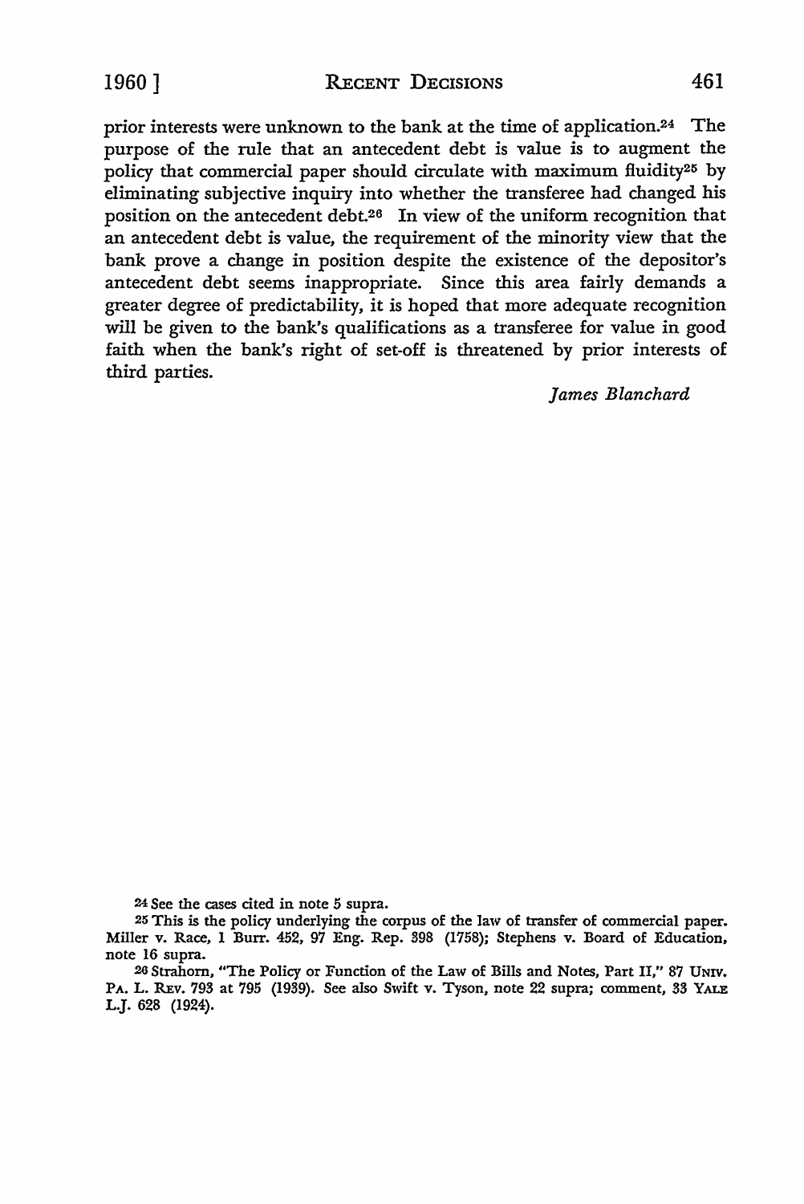prior interests were unknown to the bank at the time of application.[24] The purpose of the rule that an antecedent debt is value is to augment the policy that commercial paper should circulate with maximum fluidity[25] by eliminating subjective inquiry into whether the transferee had changed his position on the antecedent debt.[26] In view of the uniform recognition that an antecedent debt is value, the requirement of the minority view that the bank prove a change in position despite the existence of the depositor's antecedent debt seems inappropriate. Since this area fairly demands a greater degree of predictability, it is hoped that more adequate recognition will be given to the bank's qualifications as a transferee for value in good faith when the bank's right of set-off is threatened by prior interests of third parties.

*James Blanchard*

---

[24] See the cases cited in note 5 supra.

[25] This is the policy underlying the corpus of the law of transfer of commercial paper. Miller v. Race, 1 Burr. 452, 97 Eng. Rep. 398 (1758); Stephens v. Board of Education, note 16 supra.

[26] Strahorn, "The Policy or Function of the Law of Bills and Notes, Part II," 87 Univ. Pa. L. Rev. 793 at 795 (1939). See also Swift v. Tyson, note 22 supra; comment, 33 Yale L.J. 628 (1924).